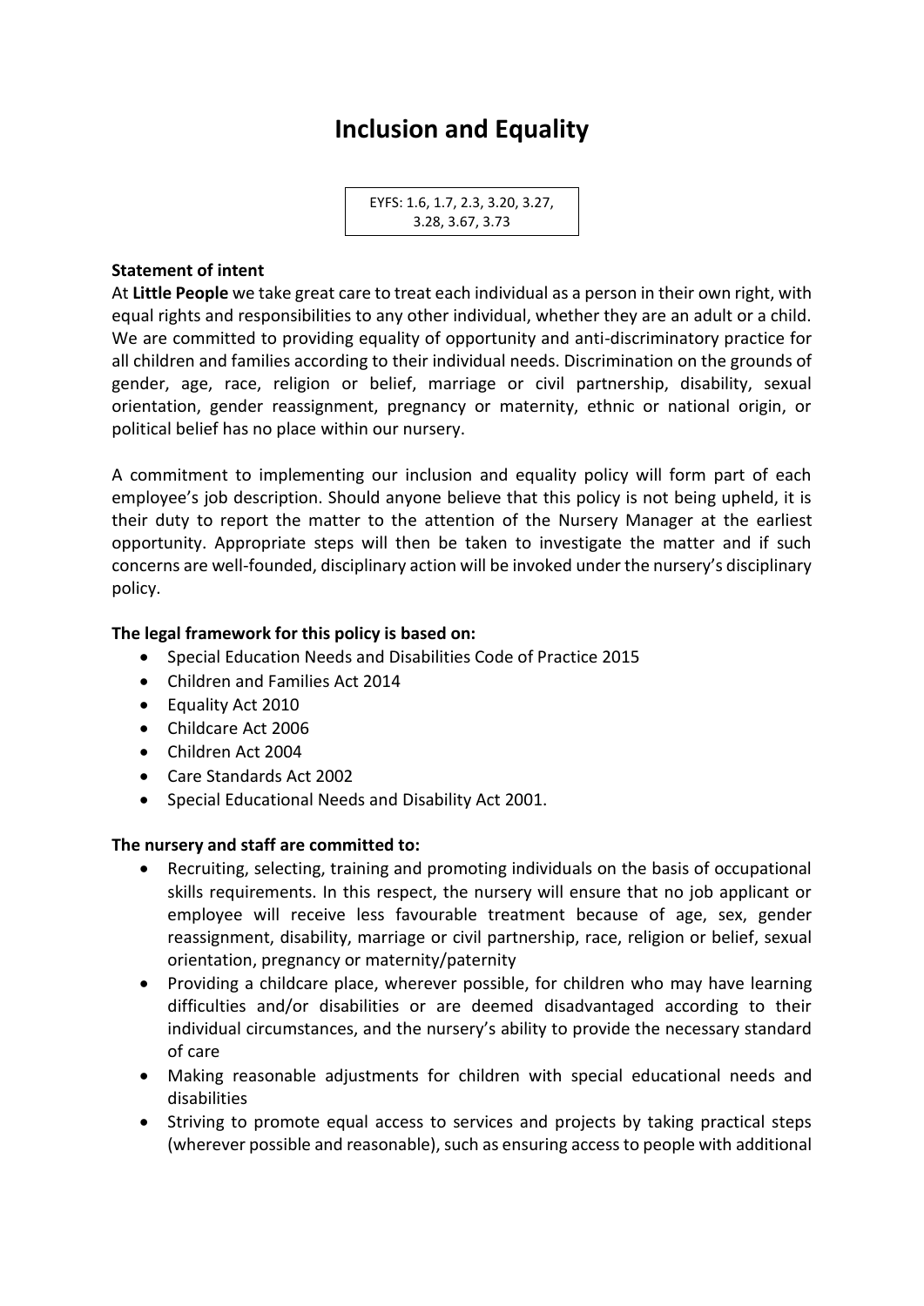# Inclusion and Equality

EYFS: 1.6, 1.7, 2.3, 3.20, 3.27, 3.28, 3.67, 3.73

**Statement of intent**

At **Little People** we take great care to treat each individual as a person in their own right, with equal rights and responsibilities to any other individual, whether they are an adult or a child. We are committed to providing equality of opportunity and anti-discriminatory practice for all children and families according to their individual needs. Discrimination on the grounds of gender, age, race, religion or belief, marriage or civil partnership, disability, sexual orientation, gender reassignment, pregnancy or maternity, ethnic or national origin, or political belief has no place within our nursery.

A commitment to implementing our inclusion and equality policy will form part of each employee's job description. Should anyone believe that this policy is not being upheld, it is their duty to report the matter to the attention of the Nursery Manager at the earliest opportunity. Appropriate steps will then be taken to investigate the matter and if such concerns are well-founded, disciplinary action will be invoked under the nursery's disciplinary policy.

**The legal framework for this policy is based on:**

- Special Education Needs and Disabilities Code of Practice 2015
- Children and Families Act 2014
- Equality Act 2010
- Childcare Act 2006
- Children Act 2004
- Care Standards Act 2002
- Special Educational Needs and Disability Act 2001.

**The nursery and staff are committed to:**

- Recruiting, selecting, training and promoting individuals on the basis of occupational skills requirements. In this respect, the nursery will ensure that no job applicant or employee will receive less favourable treatment because of age, sex, gender reassignment, disability, marriage or civil partnership, race, religion or belief, sexual orientation, pregnancy or maternity/paternity
- Providing a childcare place, wherever possible, for children who may have learning difficulties and/or disabilities or are deemed disadvantaged according to their individual circumstances, and the nursery's ability to provide the necessary standard of care
- Making reasonable adjustments for children with special educational needs and disabilities
- Striving to promote equal access to services and projects by taking practical steps (wherever possible and reasonable), such as ensuring access to people with additional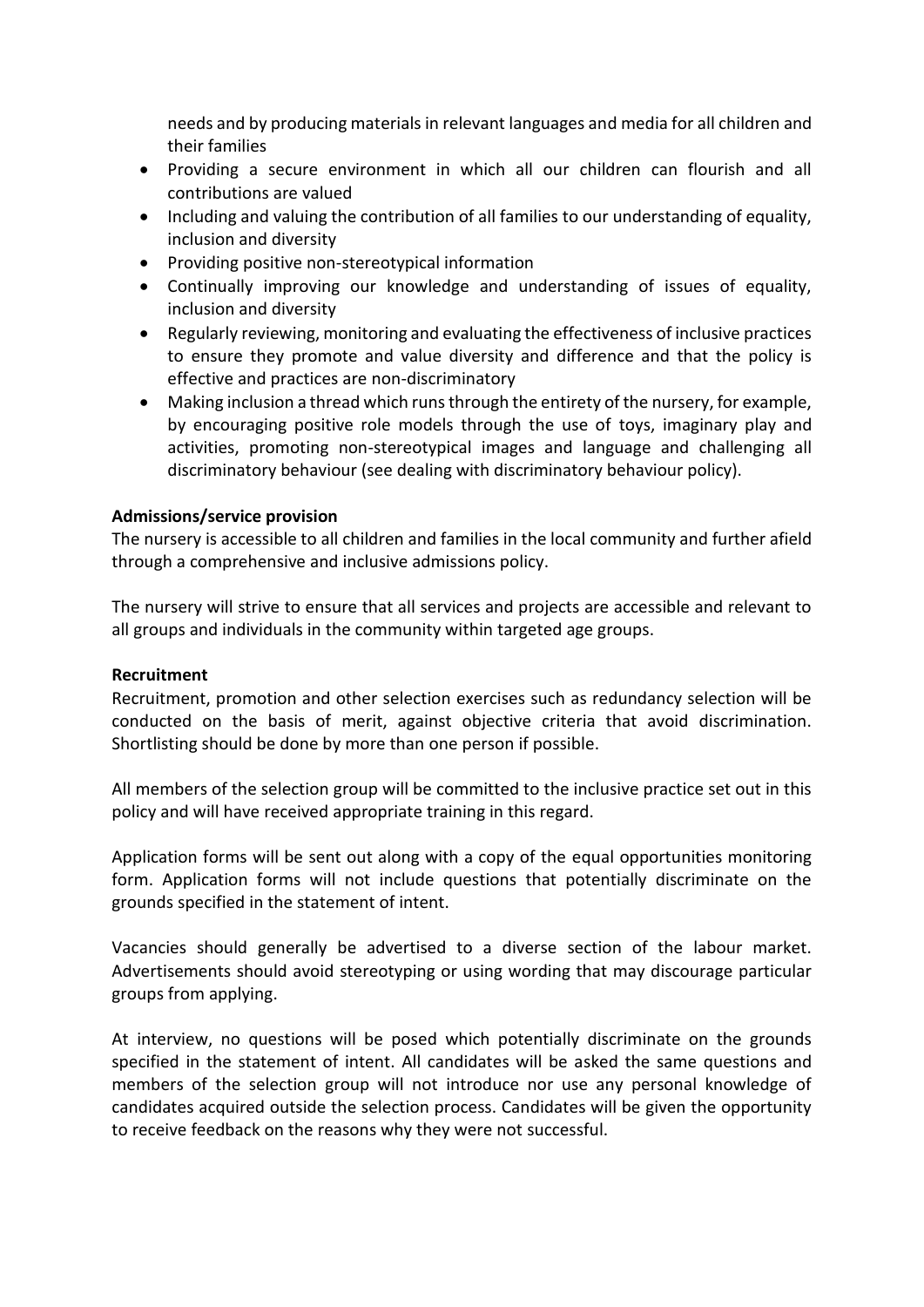needs and by producing materials in relevant languages and media for all children and their families

- Providing a secure environment in which all our children can flourish and all contributions are valued
- Including and valuing the contribution of all families to our understanding of equality, inclusion and diversity
- Providing positive non-stereotypical information
- Continually improving our knowledge and understanding of issues of equality, inclusion and diversity
- Regularly reviewing, monitoring and evaluating the effectiveness of inclusive practices to ensure they promote and value diversity and difference and that the policy is effective and practices are non-discriminatory
- Making inclusion a thread which runs through the entirety of the nursery, for example, by encouraging positive role models through the use of toys, imaginary play and activities, promoting non-stereotypical images and language and challenging all discriminatory behaviour (see dealing with discriminatory behaviour policy).

**Admissions/service provision**

The nursery is accessible to all children and families in the local community and further afield through a comprehensive and inclusive admissions policy.

The nursery will strive to ensure that all services and projects are accessible and relevant to all groups and individuals in the community within targeted age groups.

**Recruitment**

Recruitment, promotion and other selection exercises such as redundancy selection will be conducted on the basis of merit, against objective criteria that avoid discrimination. Shortlisting should be done by more than one person if possible.

All members of the selection group will be committed to the inclusive practice set out in this policy and will have received appropriate training in this regard.

Application forms will be sent out along with a copy of the equal opportunities monitoring form. Application forms will not include questions that potentially discriminate on the grounds specified in the statement of intent.

Vacancies should generally be advertised to a diverse section of the labour market. Advertisements should avoid stereotyping or using wording that may discourage particular groups from applying.

At interview, no questions will be posed which potentially discriminate on the grounds specified in the statement of intent. All candidates will be asked the same questions and members of the selection group will not introduce nor use any personal knowledge of candidates acquired outside the selection process. Candidates will be given the opportunity to receive feedback on the reasons why they were not successful.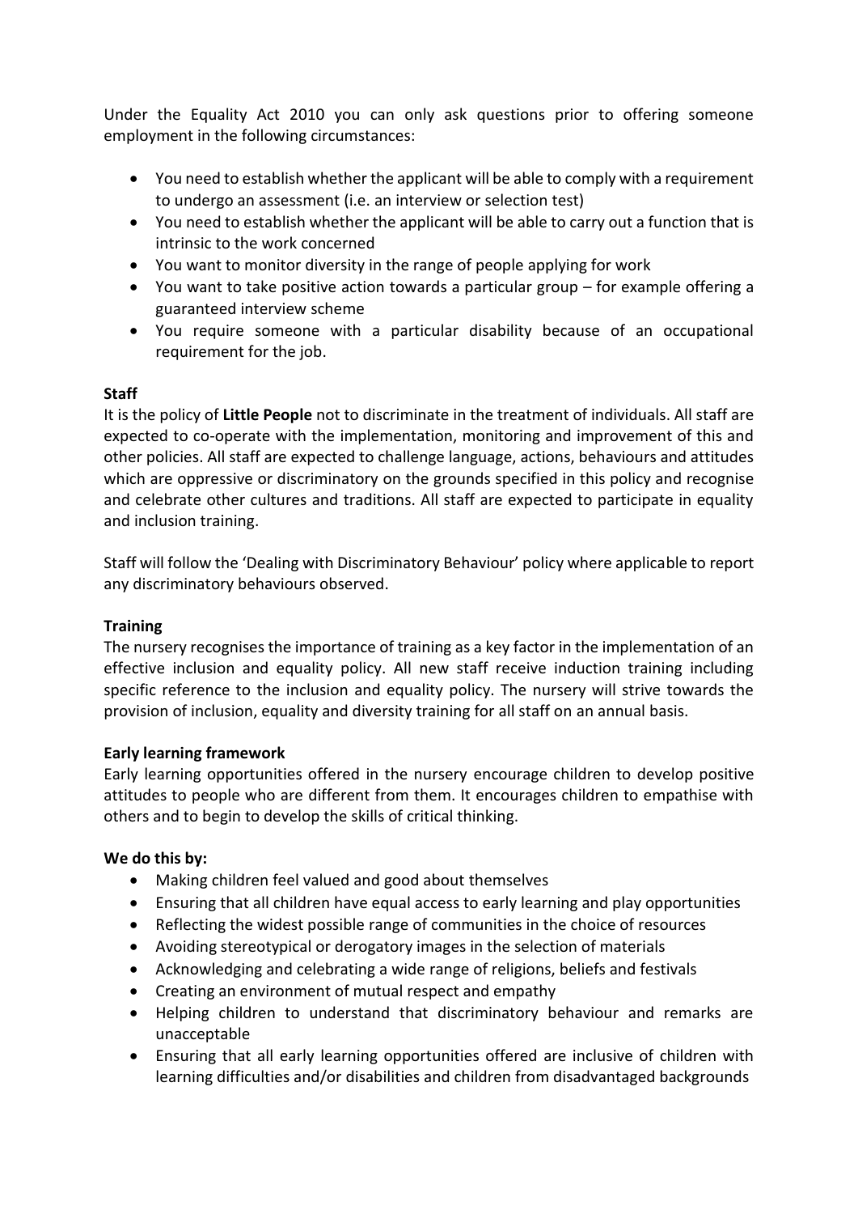Under the Equality Act 2010 you can only ask questions prior to offering someone employment in the following circumstances:

- You need to establish whether the applicant will be able to comply with a requirement to undergo an assessment (i.e. an interview or selection test)
- You need to establish whether the applicant will be able to carry out a function that is intrinsic to the work concerned
- You want to monitor diversity in the range of people applying for work
- You want to take positive action towards a particular group – for example offering a guaranteed interview scheme
- You require someone with a particular disability because of an occupational requirement for the job.

**Staff**

It is the policy of **Little People** not to discriminate in the treatment of individuals. All staff are expected to co-operate with the implementation, monitoring and improvement of this and other policies. All staff are expected to challenge language, actions, behaviours and attitudes which are oppressive or discriminatory on the grounds specified in this policy and recognise and celebrate other cultures and traditions. All staff are expected to participate in equality and inclusion training.

Staff will follow the 'Dealing with Discriminatory Behaviour' policy where applicable to report any discriminatory behaviours observed.

**Training**

The nursery recognises the importance of training as a key factor in the implementation of an effective inclusion and equality policy. All new staff receive induction training including specific reference to the inclusion and equality policy. The nursery will strive towards the provision of inclusion, equality and diversity training for all staff on an annual basis.

**Early learning framework**

Early learning opportunities offered in the nursery encourage children to develop positive attitudes to people who are different from them. It encourages children to empathise with others and to begin to develop the skills of critical thinking.

**We do this by:**

- Making children feel valued and good about themselves
- Ensuring that all children have equal access to early learning and play opportunities
- Reflecting the widest possible range of communities in the choice of resources
- Avoiding stereotypical or derogatory images in the selection of materials
- Acknowledging and celebrating a wide range of religions, beliefs and festivals
- Creating an environment of mutual respect and empathy
- Helping children to understand that discriminatory behaviour and remarks are unacceptable
- Ensuring that all early learning opportunities offered are inclusive of children with learning difficulties and/or disabilities and children from disadvantaged backgrounds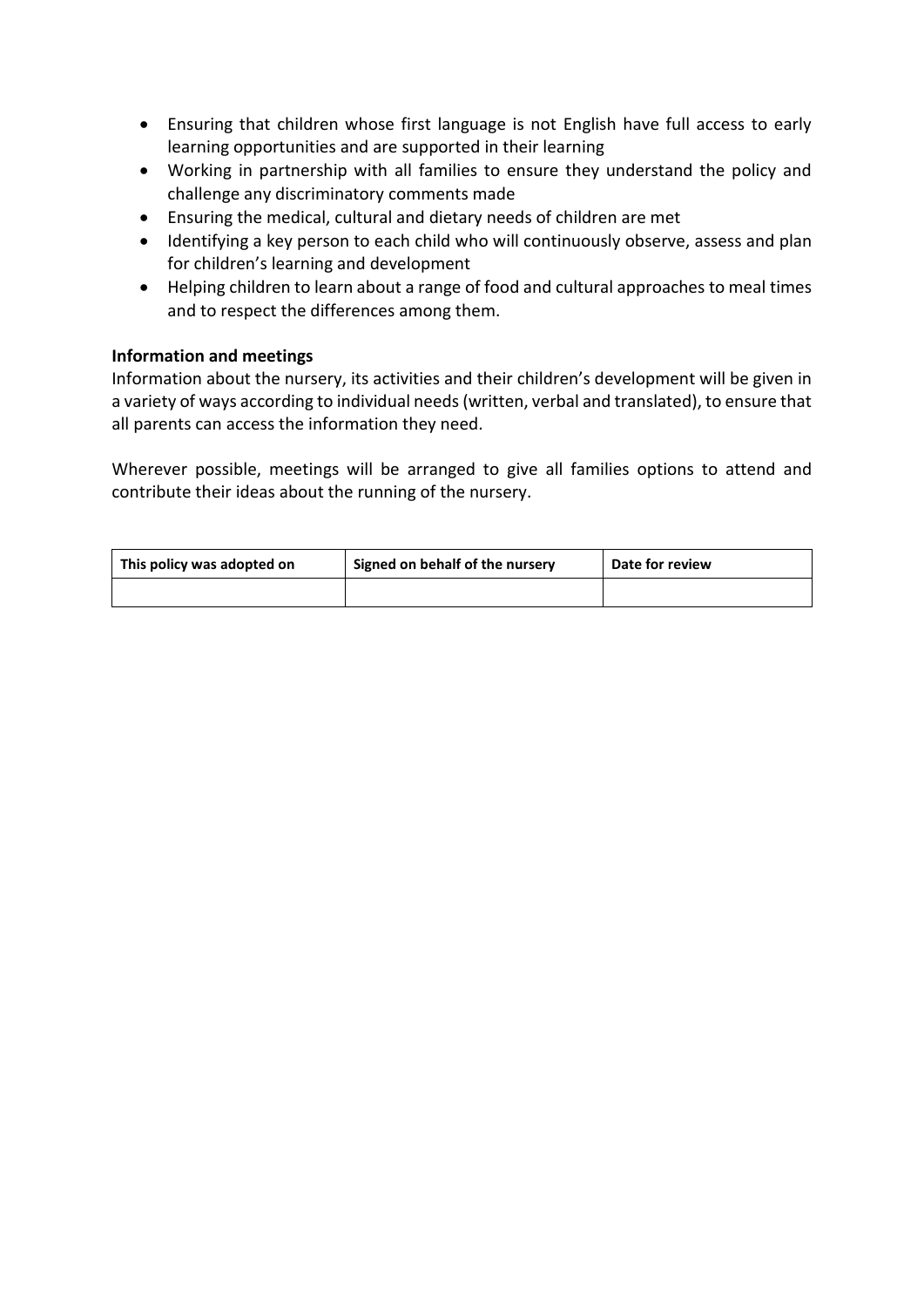- Ensuring that children whose first language is not English have full access to early learning opportunities and are supported in their learning
- Working in partnership with all families to ensure they understand the policy and challenge any discriminatory comments made
- Ensuring the medical, cultural and dietary needs of children are met
- Identifying a key person to each child who will continuously observe, assess and plan for children's learning and development
- Helping children to learn about a range of food and cultural approaches to meal times and to respect the differences among them.

**Information and meetings**

Information about the nursery, its activities and their children's development will be given in a variety of ways according to individual needs (written, verbal and translated), to ensure that all parents can access the information they need.

Wherever possible, meetings will be arranged to give all families options to attend and contribute their ideas about the running of the nursery.

| This policy was adopted on | Signed on behalf of the nursery | Date for review |
|---|---|---|
| | | |